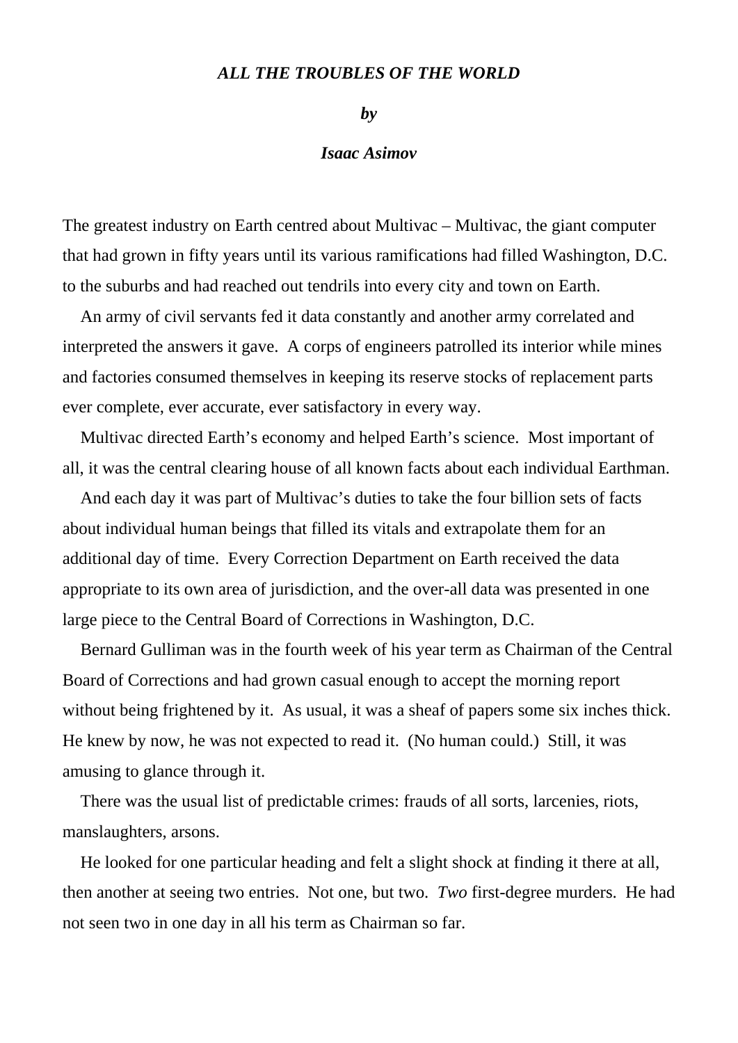# *ALL THE TROUBLES OF THE WORLD*

***by***

***Isaac Asimov***

The greatest industry on Earth centred about Multivac – Multivac, the giant computer that had grown in fifty years until its various ramifications had filled Washington, D.C. to the suburbs and had reached out tendrils into every city and town on Earth.

An army of civil servants fed it data constantly and another army correlated and interpreted the answers it gave. A corps of engineers patrolled its interior while mines and factories consumed themselves in keeping its reserve stocks of replacement parts ever complete, ever accurate, ever satisfactory in every way.

Multivac directed Earth's economy and helped Earth's science. Most important of all, it was the central clearing house of all known facts about each individual Earthman.

And each day it was part of Multivac's duties to take the four billion sets of facts about individual human beings that filled its vitals and extrapolate them for an additional day of time. Every Correction Department on Earth received the data appropriate to its own area of jurisdiction, and the over-all data was presented in one large piece to the Central Board of Corrections in Washington, D.C.

Bernard Gulliman was in the fourth week of his year term as Chairman of the Central Board of Corrections and had grown casual enough to accept the morning report without being frightened by it. As usual, it was a sheaf of papers some six inches thick. He knew by now, he was not expected to read it. (No human could.) Still, it was amusing to glance through it.

There was the usual list of predictable crimes: frauds of all sorts, larcenies, riots, manslaughters, arsons.

He looked for one particular heading and felt a slight shock at finding it there at all, then another at seeing two entries. Not one, but two. *Two* first-degree murders. He had not seen two in one day in all his term as Chairman so far.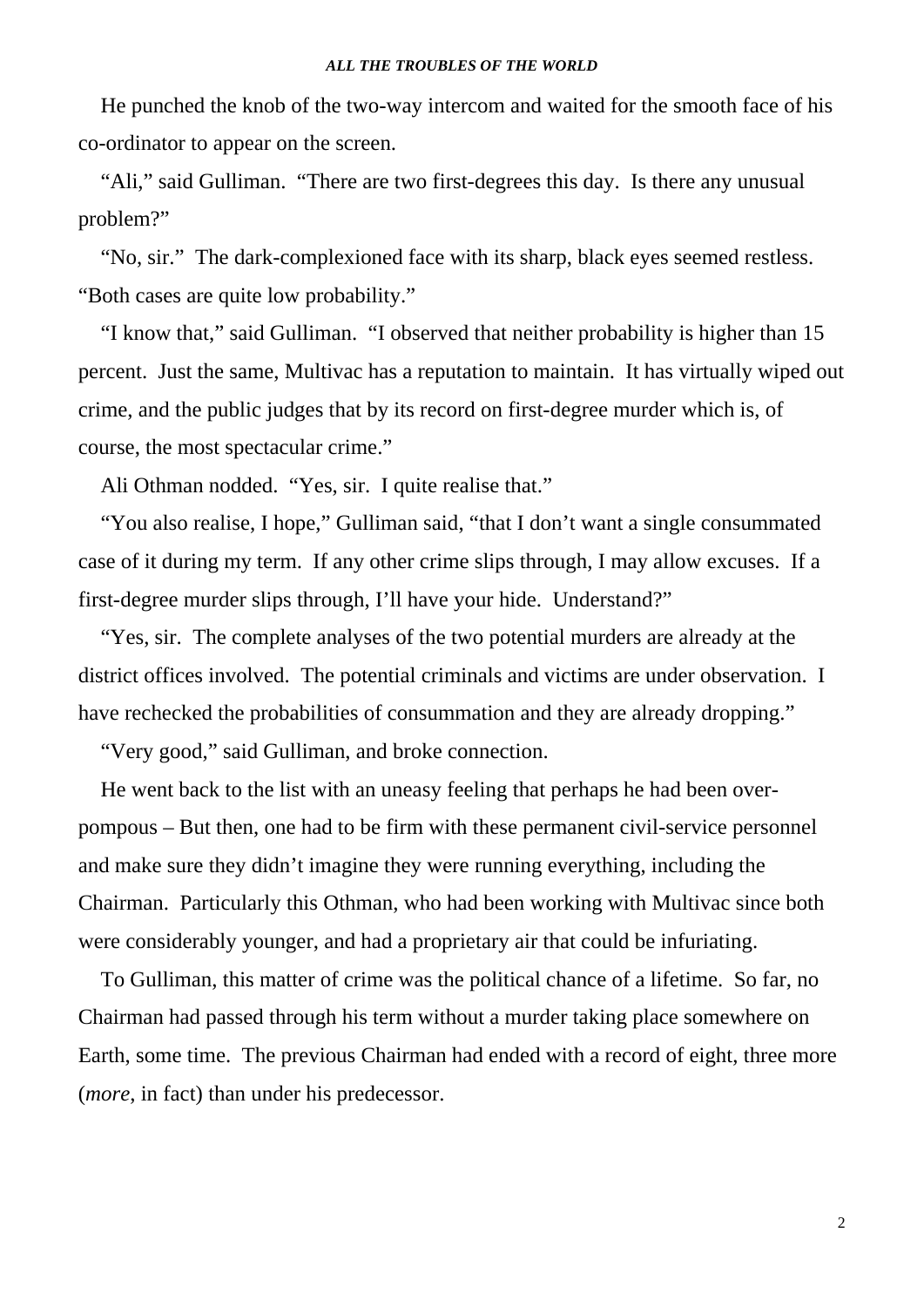He punched the knob of the two-way intercom and waited for the smooth face of his co-ordinator to appear on the screen.

"Ali," said Gulliman. "There are two first-degrees this day. Is there any unusual problem?"

"No, sir." The dark-complexioned face with its sharp, black eyes seemed restless. "Both cases are quite low probability."

"I know that," said Gulliman. "I observed that neither probability is higher than 15 percent. Just the same, Multivac has a reputation to maintain. It has virtually wiped out crime, and the public judges that by its record on first-degree murder which is, of course, the most spectacular crime."

Ali Othman nodded. "Yes, sir. I quite realise that."

"You also realise, I hope," Gulliman said, "that I don't want a single consummated case of it during my term. If any other crime slips through, I may allow excuses. If a first-degree murder slips through, I'll have your hide. Understand?"

"Yes, sir. The complete analyses of the two potential murders are already at the district offices involved. The potential criminals and victims are under observation. I have rechecked the probabilities of consummation and they are already dropping."

"Very good," said Gulliman, and broke connection.

He went back to the list with an uneasy feeling that perhaps he had been over-pompous – But then, one had to be firm with these permanent civil-service personnel and make sure they didn't imagine they were running everything, including the Chairman. Particularly this Othman, who had been working with Multivac since both were considerably younger, and had a proprietary air that could be infuriating.

To Gulliman, this matter of crime was the political chance of a lifetime. So far, no Chairman had passed through his term without a murder taking place somewhere on Earth, some time. The previous Chairman had ended with a record of eight, three more (*more*, in fact) than under his predecessor.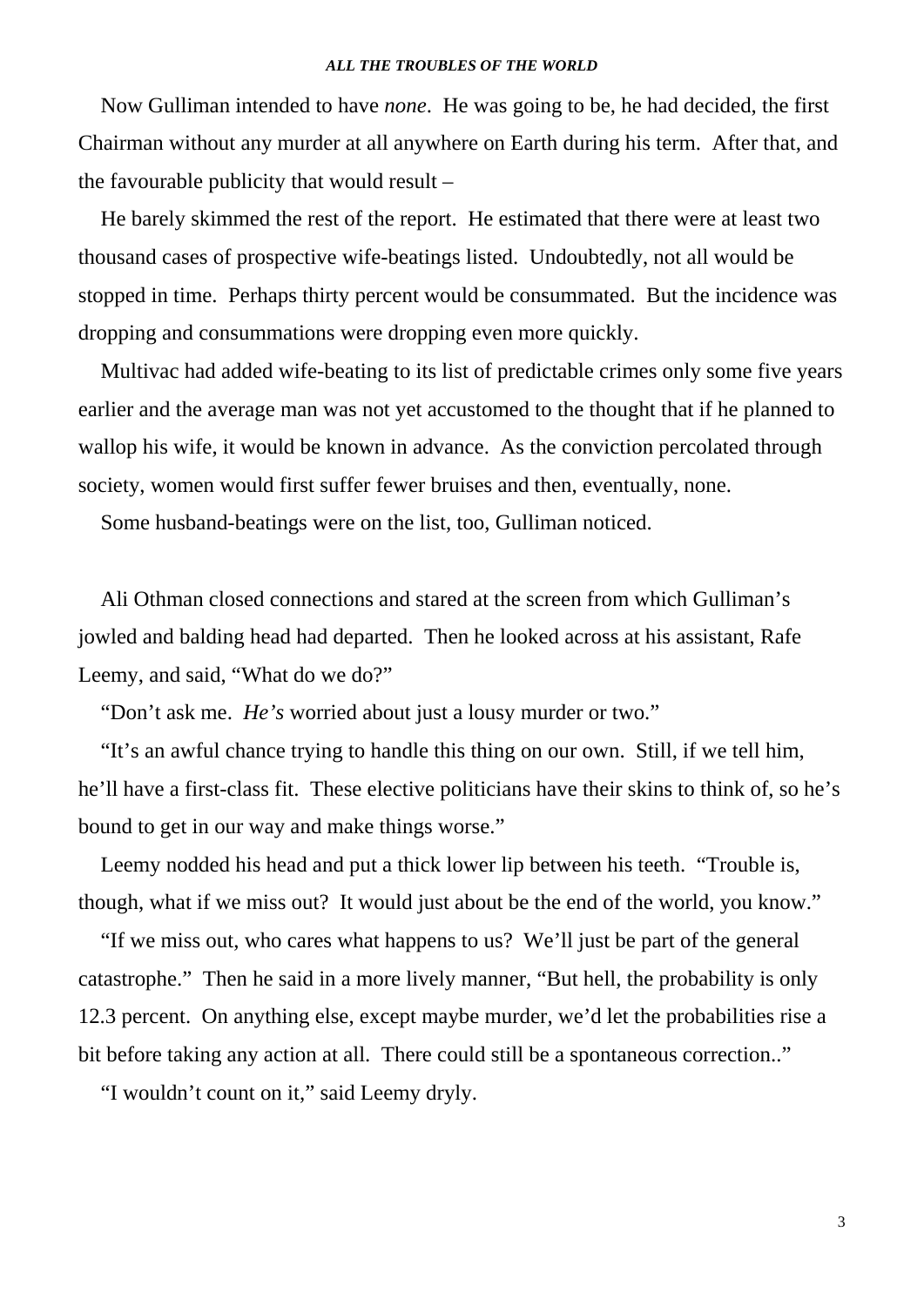Now Gulliman intended to have *none*. He was going to be, he had decided, the first Chairman without any murder at all anywhere on Earth during his term. After that, and the favourable publicity that would result –

He barely skimmed the rest of the report. He estimated that there were at least two thousand cases of prospective wife-beatings listed. Undoubtedly, not all would be stopped in time. Perhaps thirty percent would be consummated. But the incidence was dropping and consummations were dropping even more quickly.

Multivac had added wife-beating to its list of predictable crimes only some five years earlier and the average man was not yet accustomed to the thought that if he planned to wallop his wife, it would be known in advance. As the conviction percolated through society, women would first suffer fewer bruises and then, eventually, none.

Some husband-beatings were on the list, too, Gulliman noticed.

Ali Othman closed connections and stared at the screen from which Gulliman's jowled and balding head had departed. Then he looked across at his assistant, Rafe Leemy, and said, "What do we do?"

"Don't ask me. *He's* worried about just a lousy murder or two."

"It's an awful chance trying to handle this thing on our own. Still, if we tell him, he'll have a first-class fit. These elective politicians have their skins to think of, so he's bound to get in our way and make things worse."

Leemy nodded his head and put a thick lower lip between his teeth. "Trouble is, though, what if we miss out? It would just about be the end of the world, you know."

"If we miss out, who cares what happens to us? We'll just be part of the general catastrophe." Then he said in a more lively manner, "But hell, the probability is only 12.3 percent. On anything else, except maybe murder, we'd let the probabilities rise a bit before taking any action at all. There could still be a spontaneous correction.."

"I wouldn't count on it," said Leemy dryly.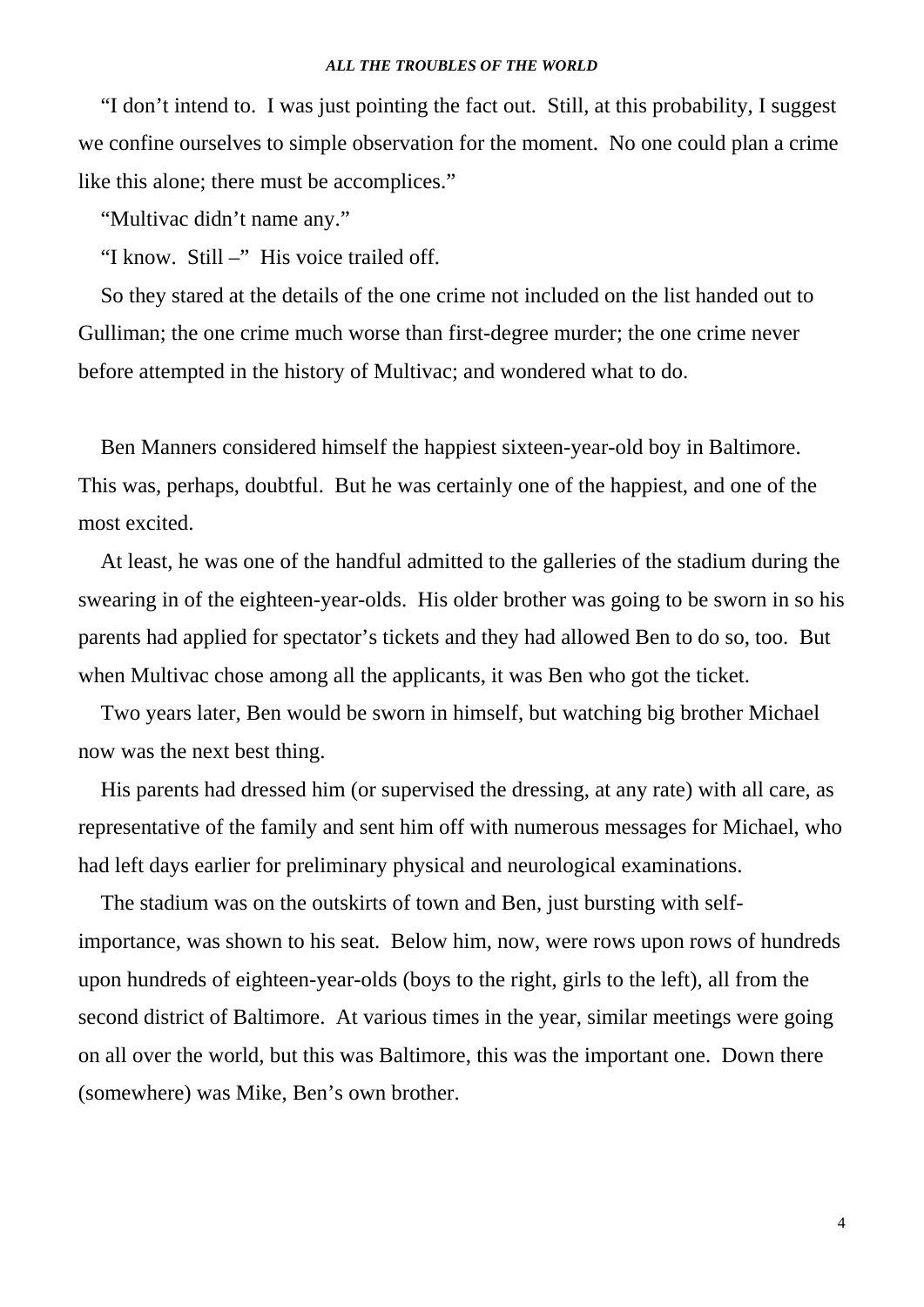"I don't intend to. I was just pointing the fact out. Still, at this probability, I suggest we confine ourselves to simple observation for the moment. No one could plan a crime like this alone; there must be accomplices."

"Multivac didn't name any."

"I know. Still –" His voice trailed off.

So they stared at the details of the one crime not included on the list handed out to Gulliman; the one crime much worse than first-degree murder; the one crime never before attempted in the history of Multivac; and wondered what to do.

Ben Manners considered himself the happiest sixteen-year-old boy in Baltimore. This was, perhaps, doubtful. But he was certainly one of the happiest, and one of the most excited.

At least, he was one of the handful admitted to the galleries of the stadium during the swearing in of the eighteen-year-olds. His older brother was going to be sworn in so his parents had applied for spectator's tickets and they had allowed Ben to do so, too. But when Multivac chose among all the applicants, it was Ben who got the ticket.

Two years later, Ben would be sworn in himself, but watching big brother Michael now was the next best thing.

His parents had dressed him (or supervised the dressing, at any rate) with all care, as representative of the family and sent him off with numerous messages for Michael, who had left days earlier for preliminary physical and neurological examinations.

The stadium was on the outskirts of town and Ben, just bursting with self-importance, was shown to his seat. Below him, now, were rows upon rows of hundreds upon hundreds of eighteen-year-olds (boys to the right, girls to the left), all from the second district of Baltimore. At various times in the year, similar meetings were going on all over the world, but this was Baltimore, this was the important one. Down there (somewhere) was Mike, Ben's own brother.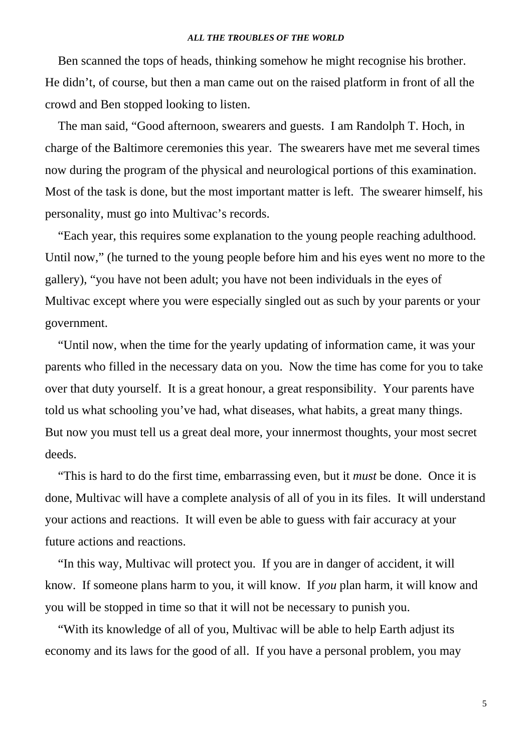Ben scanned the tops of heads, thinking somehow he might recognise his brother. He didn't, of course, but then a man came out on the raised platform in front of all the crowd and Ben stopped looking to listen.

The man said, "Good afternoon, swearers and guests. I am Randolph T. Hoch, in charge of the Baltimore ceremonies this year. The swearers have met me several times now during the program of the physical and neurological portions of this examination. Most of the task is done, but the most important matter is left. The swearer himself, his personality, must go into Multivac's records.

"Each year, this requires some explanation to the young people reaching adulthood. Until now," (he turned to the young people before him and his eyes went no more to the gallery), "you have not been adult; you have not been individuals in the eyes of Multivac except where you were especially singled out as such by your parents or your government.

"Until now, when the time for the yearly updating of information came, it was your parents who filled in the necessary data on you. Now the time has come for you to take over that duty yourself. It is a great honour, a great responsibility. Your parents have told us what schooling you've had, what diseases, what habits, a great many things. But now you must tell us a great deal more, your innermost thoughts, your most secret deeds.

"This is hard to do the first time, embarrassing even, but it *must* be done. Once it is done, Multivac will have a complete analysis of all of you in its files. It will understand your actions and reactions. It will even be able to guess with fair accuracy at your future actions and reactions.

"In this way, Multivac will protect you. If you are in danger of accident, it will know. If someone plans harm to you, it will know. If *you* plan harm, it will know and you will be stopped in time so that it will not be necessary to punish you.

"With its knowledge of all of you, Multivac will be able to help Earth adjust its economy and its laws for the good of all. If you have a personal problem, you may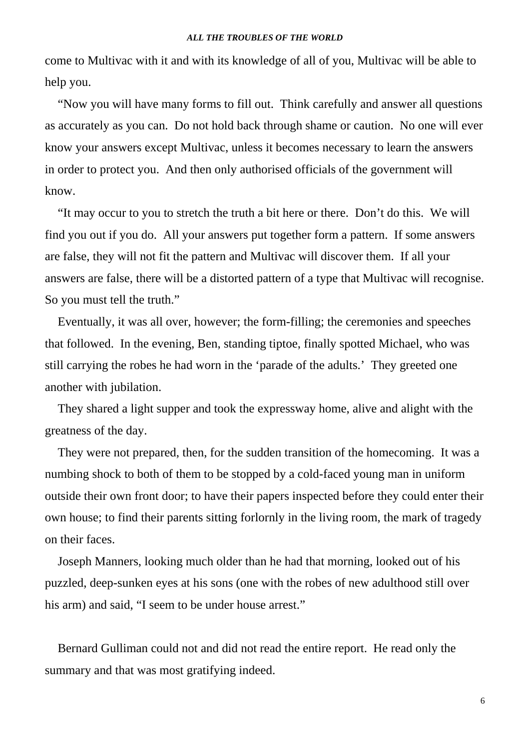come to Multivac with it and with its knowledge of all of you, Multivac will be able to help you.

"Now you will have many forms to fill out. Think carefully and answer all questions as accurately as you can. Do not hold back through shame or caution. No one will ever know your answers except Multivac, unless it becomes necessary to learn the answers in order to protect you. And then only authorised officials of the government will know.

"It may occur to you to stretch the truth a bit here or there. Don't do this. We will find you out if you do. All your answers put together form a pattern. If some answers are false, they will not fit the pattern and Multivac will discover them. If all your answers are false, there will be a distorted pattern of a type that Multivac will recognise. So you must tell the truth."

Eventually, it was all over, however; the form-filling; the ceremonies and speeches that followed. In the evening, Ben, standing tiptoe, finally spotted Michael, who was still carrying the robes he had worn in the 'parade of the adults.' They greeted one another with jubilation.

They shared a light supper and took the expressway home, alive and alight with the greatness of the day.

They were not prepared, then, for the sudden transition of the homecoming. It was a numbing shock to both of them to be stopped by a cold-faced young man in uniform outside their own front door; to have their papers inspected before they could enter their own house; to find their parents sitting forlornly in the living room, the mark of tragedy on their faces.

Joseph Manners, looking much older than he had that morning, looked out of his puzzled, deep-sunken eyes at his sons (one with the robes of new adulthood still over his arm) and said, "I seem to be under house arrest."

Bernard Gulliman could not and did not read the entire report. He read only the summary and that was most gratifying indeed.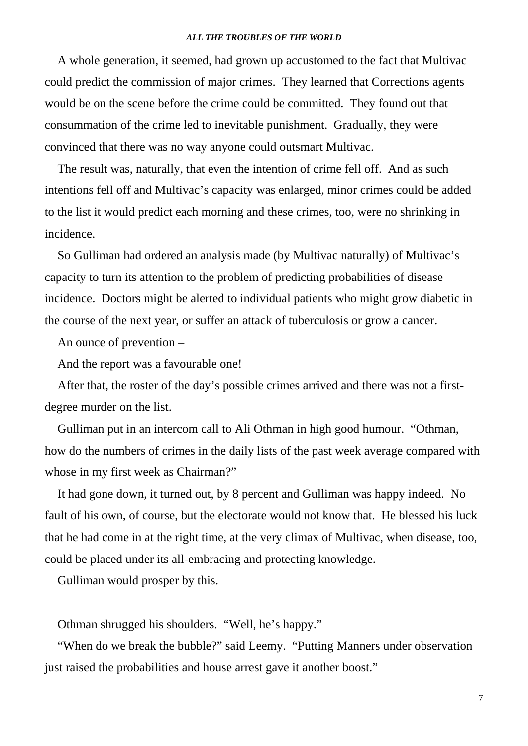A whole generation, it seemed, had grown up accustomed to the fact that Multivac could predict the commission of major crimes. They learned that Corrections agents would be on the scene before the crime could be committed. They found out that consummation of the crime led to inevitable punishment. Gradually, they were convinced that there was no way anyone could outsmart Multivac.

The result was, naturally, that even the intention of crime fell off. And as such intentions fell off and Multivac's capacity was enlarged, minor crimes could be added to the list it would predict each morning and these crimes, too, were no shrinking in incidence.

So Gulliman had ordered an analysis made (by Multivac naturally) of Multivac's capacity to turn its attention to the problem of predicting probabilities of disease incidence. Doctors might be alerted to individual patients who might grow diabetic in the course of the next year, or suffer an attack of tuberculosis or grow a cancer.

An ounce of prevention –

And the report was a favourable one!

After that, the roster of the day's possible crimes arrived and there was not a first-degree murder on the list.

Gulliman put in an intercom call to Ali Othman in high good humour. "Othman, how do the numbers of crimes in the daily lists of the past week average compared with whose in my first week as Chairman?"

It had gone down, it turned out, by 8 percent and Gulliman was happy indeed. No fault of his own, of course, but the electorate would not know that. He blessed his luck that he had come in at the right time, at the very climax of Multivac, when disease, too, could be placed under its all-embracing and protecting knowledge.

Gulliman would prosper by this.

Othman shrugged his shoulders. "Well, he's happy."

"When do we break the bubble?" said Leemy. "Putting Manners under observation just raised the probabilities and house arrest gave it another boost."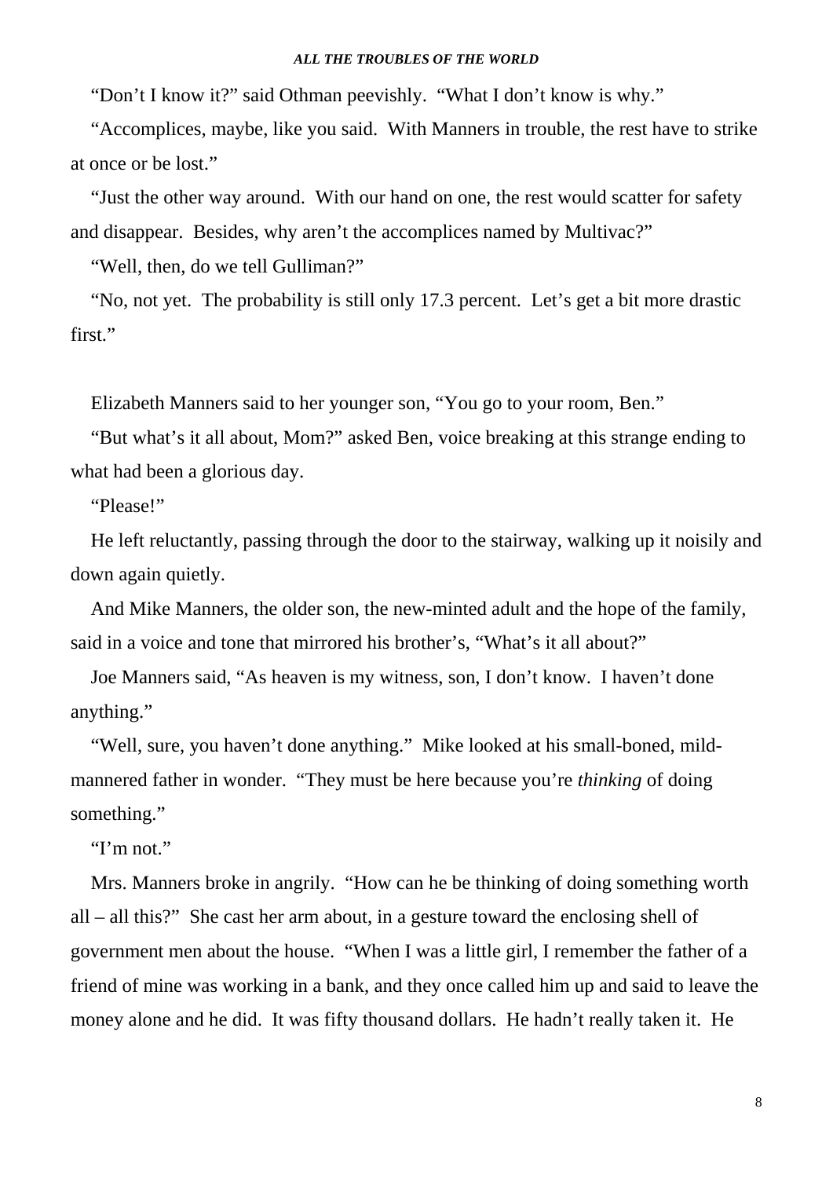"Don't I know it?" said Othman peevishly. "What I don't know is why."

"Accomplices, maybe, like you said. With Manners in trouble, the rest have to strike at once or be lost."

"Just the other way around. With our hand on one, the rest would scatter for safety and disappear. Besides, why aren't the accomplices named by Multivac?"

"Well, then, do we tell Gulliman?"

"No, not yet. The probability is still only 17.3 percent. Let's get a bit more drastic first."

Elizabeth Manners said to her younger son, "You go to your room, Ben."

"But what's it all about, Mom?" asked Ben, voice breaking at this strange ending to what had been a glorious day.

"Please!"

He left reluctantly, passing through the door to the stairway, walking up it noisily and down again quietly.

And Mike Manners, the older son, the new-minted adult and the hope of the family, said in a voice and tone that mirrored his brother's, "What's it all about?"

Joe Manners said, "As heaven is my witness, son, I don't know. I haven't done anything."

"Well, sure, you haven't done anything." Mike looked at his small-boned, mild-mannered father in wonder. "They must be here because you're *thinking* of doing something."

"I'm not."

Mrs. Manners broke in angrily. "How can he be thinking of doing something worth all – all this?" She cast her arm about, in a gesture toward the enclosing shell of government men about the house. "When I was a little girl, I remember the father of a friend of mine was working in a bank, and they once called him up and said to leave the money alone and he did. It was fifty thousand dollars. He hadn't really taken it. He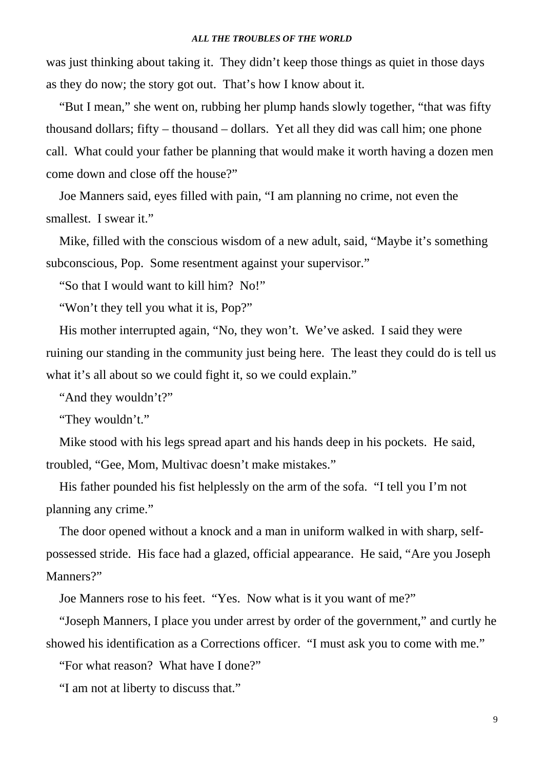was just thinking about taking it. They didn't keep those things as quiet in those days as they do now; the story got out. That's how I know about it.

"But I mean," she went on, rubbing her plump hands slowly together, "that was fifty thousand dollars; fifty – thousand – dollars. Yet all they did was call him; one phone call. What could your father be planning that would make it worth having a dozen men come down and close off the house?"

Joe Manners said, eyes filled with pain, "I am planning no crime, not even the smallest. I swear it."

Mike, filled with the conscious wisdom of a new adult, said, "Maybe it's something subconscious, Pop. Some resentment against your supervisor."

"So that I would want to kill him? No!"

"Won't they tell you what it is, Pop?"

His mother interrupted again, "No, they won't. We've asked. I said they were ruining our standing in the community just being here. The least they could do is tell us what it's all about so we could fight it, so we could explain."

"And they wouldn't?"

"They wouldn't."

Mike stood with his legs spread apart and his hands deep in his pockets. He said, troubled, "Gee, Mom, Multivac doesn't make mistakes."

His father pounded his fist helplessly on the arm of the sofa. "I tell you I'm not planning any crime."

The door opened without a knock and a man in uniform walked in with sharp, self-possessed stride. His face had a glazed, official appearance. He said, "Are you Joseph Manners?"

Joe Manners rose to his feet. "Yes. Now what is it you want of me?"

"Joseph Manners, I place you under arrest by order of the government," and curtly he showed his identification as a Corrections officer. "I must ask you to come with me."

"For what reason? What have I done?"

"I am not at liberty to discuss that."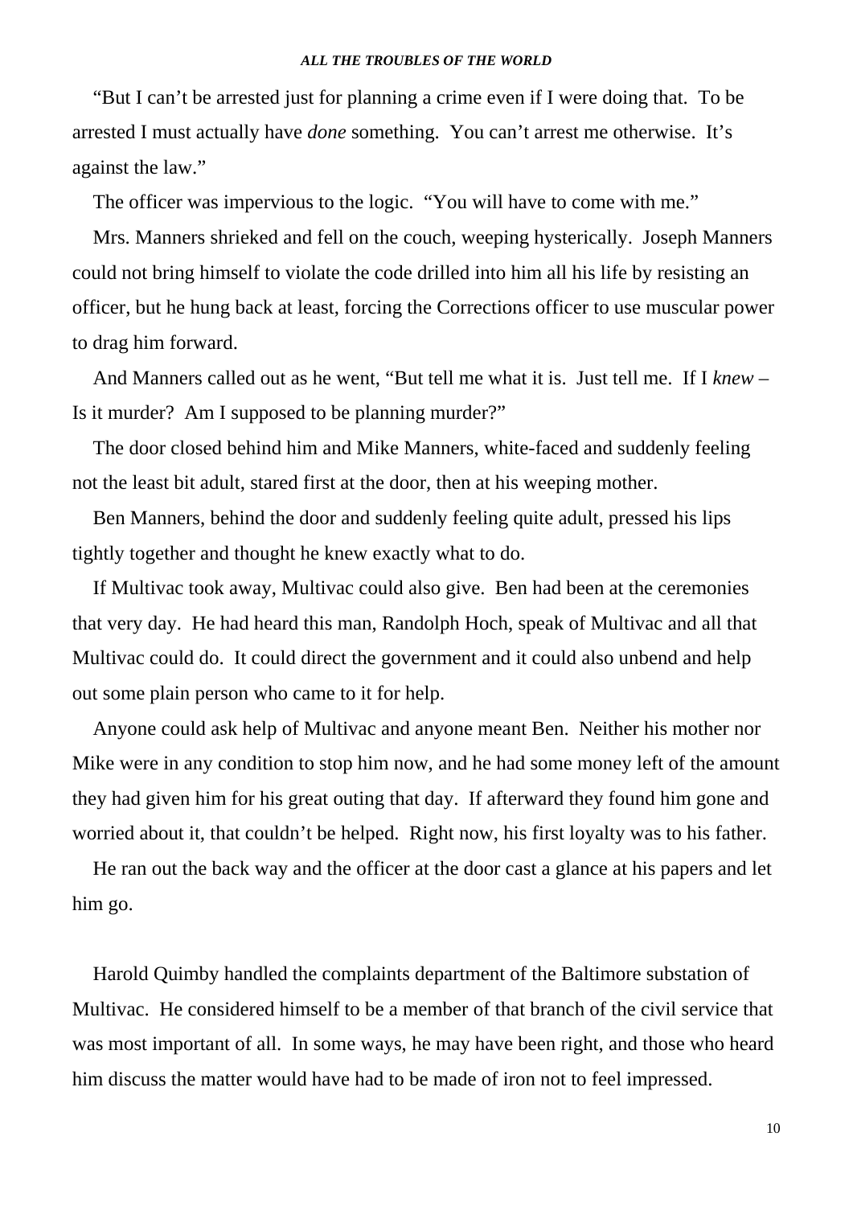"But I can't be arrested just for planning a crime even if I were doing that. To be arrested I must actually have *done* something. You can't arrest me otherwise. It's against the law."

The officer was impervious to the logic. "You will have to come with me."

Mrs. Manners shrieked and fell on the couch, weeping hysterically. Joseph Manners could not bring himself to violate the code drilled into him all his life by resisting an officer, but he hung back at least, forcing the Corrections officer to use muscular power to drag him forward.

And Manners called out as he went, "But tell me what it is. Just tell me. If I *knew* – Is it murder? Am I supposed to be planning murder?"

The door closed behind him and Mike Manners, white-faced and suddenly feeling not the least bit adult, stared first at the door, then at his weeping mother.

Ben Manners, behind the door and suddenly feeling quite adult, pressed his lips tightly together and thought he knew exactly what to do.

If Multivac took away, Multivac could also give. Ben had been at the ceremonies that very day. He had heard this man, Randolph Hoch, speak of Multivac and all that Multivac could do. It could direct the government and it could also unbend and help out some plain person who came to it for help.

Anyone could ask help of Multivac and anyone meant Ben. Neither his mother nor Mike were in any condition to stop him now, and he had some money left of the amount they had given him for his great outing that day. If afterward they found him gone and worried about it, that couldn't be helped. Right now, his first loyalty was to his father.

He ran out the back way and the officer at the door cast a glance at his papers and let him go.

Harold Quimby handled the complaints department of the Baltimore substation of Multivac. He considered himself to be a member of that branch of the civil service that was most important of all. In some ways, he may have been right, and those who heard him discuss the matter would have had to be made of iron not to feel impressed.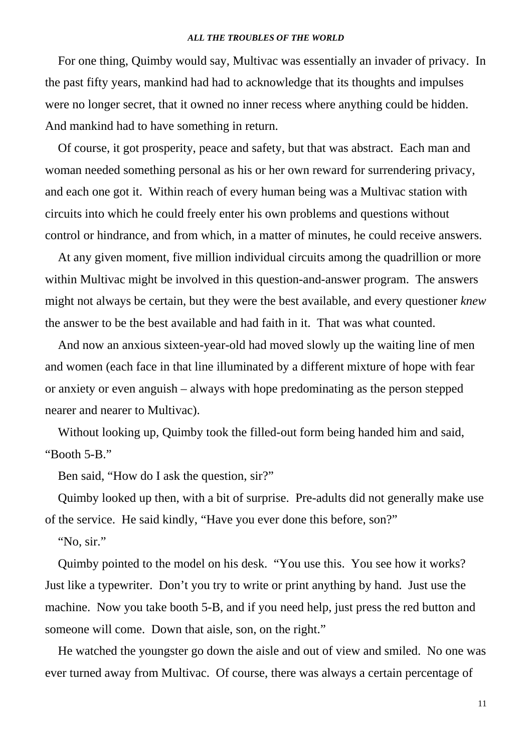For one thing, Quimby would say, Multivac was essentially an invader of privacy. In the past fifty years, mankind had had to acknowledge that its thoughts and impulses were no longer secret, that it owned no inner recess where anything could be hidden. And mankind had to have something in return.

Of course, it got prosperity, peace and safety, but that was abstract. Each man and woman needed something personal as his or her own reward for surrendering privacy, and each one got it. Within reach of every human being was a Multivac station with circuits into which he could freely enter his own problems and questions without control or hindrance, and from which, in a matter of minutes, he could receive answers.

At any given moment, five million individual circuits among the quadrillion or more within Multivac might be involved in this question-and-answer program. The answers might not always be certain, but they were the best available, and every questioner *knew* the answer to be the best available and had faith in it. That was what counted.

And now an anxious sixteen-year-old had moved slowly up the waiting line of men and women (each face in that line illuminated by a different mixture of hope with fear or anxiety or even anguish – always with hope predominating as the person stepped nearer and nearer to Multivac).

Without looking up, Quimby took the filled-out form being handed him and said, "Booth 5-B."

Ben said, "How do I ask the question, sir?"

Quimby looked up then, with a bit of surprise. Pre-adults did not generally make use of the service. He said kindly, "Have you ever done this before, son?"

"No, sir."

Quimby pointed to the model on his desk. "You use this. You see how it works? Just like a typewriter. Don't you try to write or print anything by hand. Just use the machine. Now you take booth 5-B, and if you need help, just press the red button and someone will come. Down that aisle, son, on the right."

He watched the youngster go down the aisle and out of view and smiled. No one was ever turned away from Multivac. Of course, there was always a certain percentage of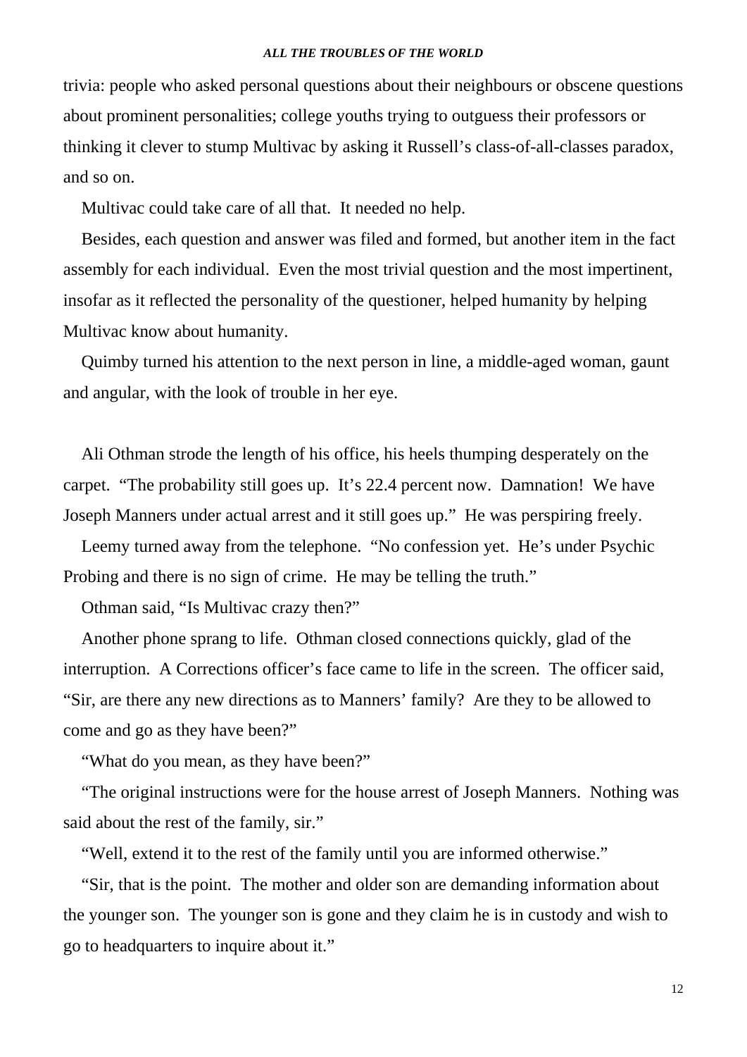trivia: people who asked personal questions about their neighbours or obscene questions about prominent personalities; college youths trying to outguess their professors or thinking it clever to stump Multivac by asking it Russell's class-of-all-classes paradox, and so on.

Multivac could take care of all that. It needed no help.

Besides, each question and answer was filed and formed, but another item in the fact assembly for each individual. Even the most trivial question and the most impertinent, insofar as it reflected the personality of the questioner, helped humanity by helping Multivac know about humanity.

Quimby turned his attention to the next person in line, a middle-aged woman, gaunt and angular, with the look of trouble in her eye.

Ali Othman strode the length of his office, his heels thumping desperately on the carpet. "The probability still goes up. It's 22.4 percent now. Damnation! We have Joseph Manners under actual arrest and it still goes up." He was perspiring freely.

Leemy turned away from the telephone. "No confession yet. He's under Psychic Probing and there is no sign of crime. He may be telling the truth."

Othman said, "Is Multivac crazy then?"

Another phone sprang to life. Othman closed connections quickly, glad of the interruption. A Corrections officer's face came to life in the screen. The officer said, "Sir, are there any new directions as to Manners' family? Are they to be allowed to come and go as they have been?"

"What do you mean, as they have been?"

"The original instructions were for the house arrest of Joseph Manners. Nothing was said about the rest of the family, sir."

"Well, extend it to the rest of the family until you are informed otherwise."

"Sir, that is the point. The mother and older son are demanding information about the younger son. The younger son is gone and they claim he is in custody and wish to go to headquarters to inquire about it."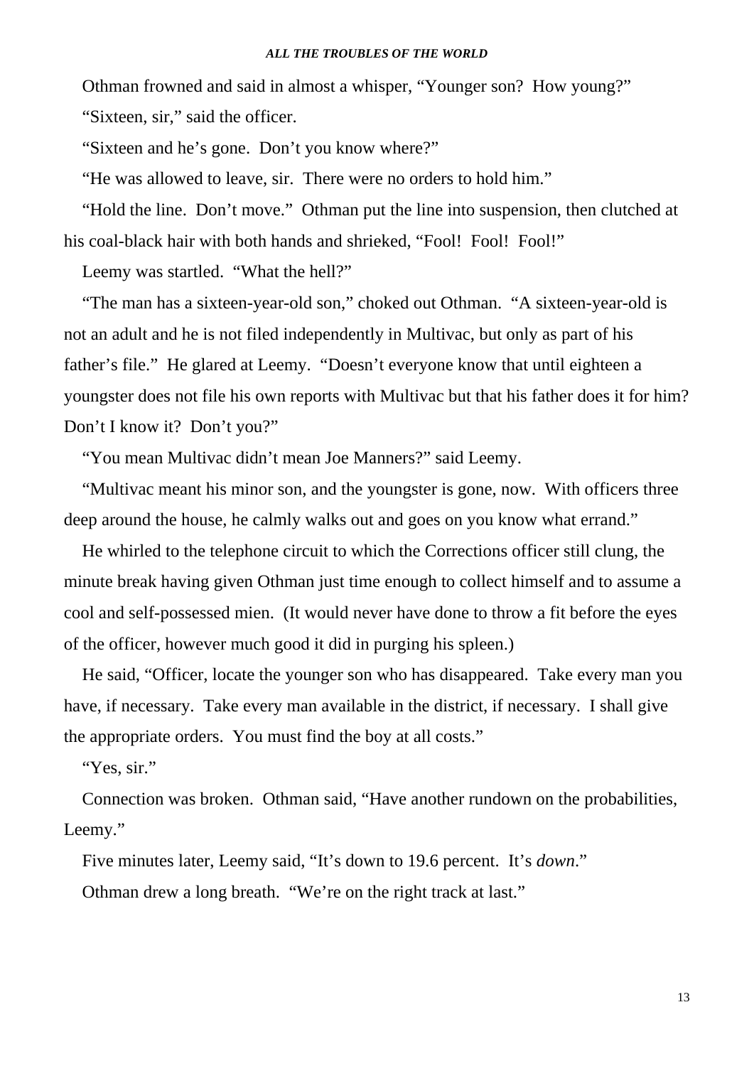Othman frowned and said in almost a whisper, "Younger son? How young?"

"Sixteen, sir," said the officer.

"Sixteen and he's gone. Don't you know where?"

"He was allowed to leave, sir. There were no orders to hold him."

"Hold the line. Don't move." Othman put the line into suspension, then clutched at his coal-black hair with both hands and shrieked, "Fool! Fool! Fool!"

Leemy was startled. "What the hell?"

"The man has a sixteen-year-old son," choked out Othman. "A sixteen-year-old is not an adult and he is not filed independently in Multivac, but only as part of his father's file." He glared at Leemy. "Doesn't everyone know that until eighteen a youngster does not file his own reports with Multivac but that his father does it for him? Don't I know it? Don't you?"

"You mean Multivac didn't mean Joe Manners?" said Leemy.

"Multivac meant his minor son, and the youngster is gone, now. With officers three deep around the house, he calmly walks out and goes on you know what errand."

He whirled to the telephone circuit to which the Corrections officer still clung, the minute break having given Othman just time enough to collect himself and to assume a cool and self-possessed mien. (It would never have done to throw a fit before the eyes of the officer, however much good it did in purging his spleen.)

He said, "Officer, locate the younger son who has disappeared. Take every man you have, if necessary. Take every man available in the district, if necessary. I shall give the appropriate orders. You must find the boy at all costs."

"Yes, sir."

Connection was broken. Othman said, "Have another rundown on the probabilities, Leemy."

Five minutes later, Leemy said, "It's down to 19.6 percent. It's *down*."

Othman drew a long breath. "We're on the right track at last."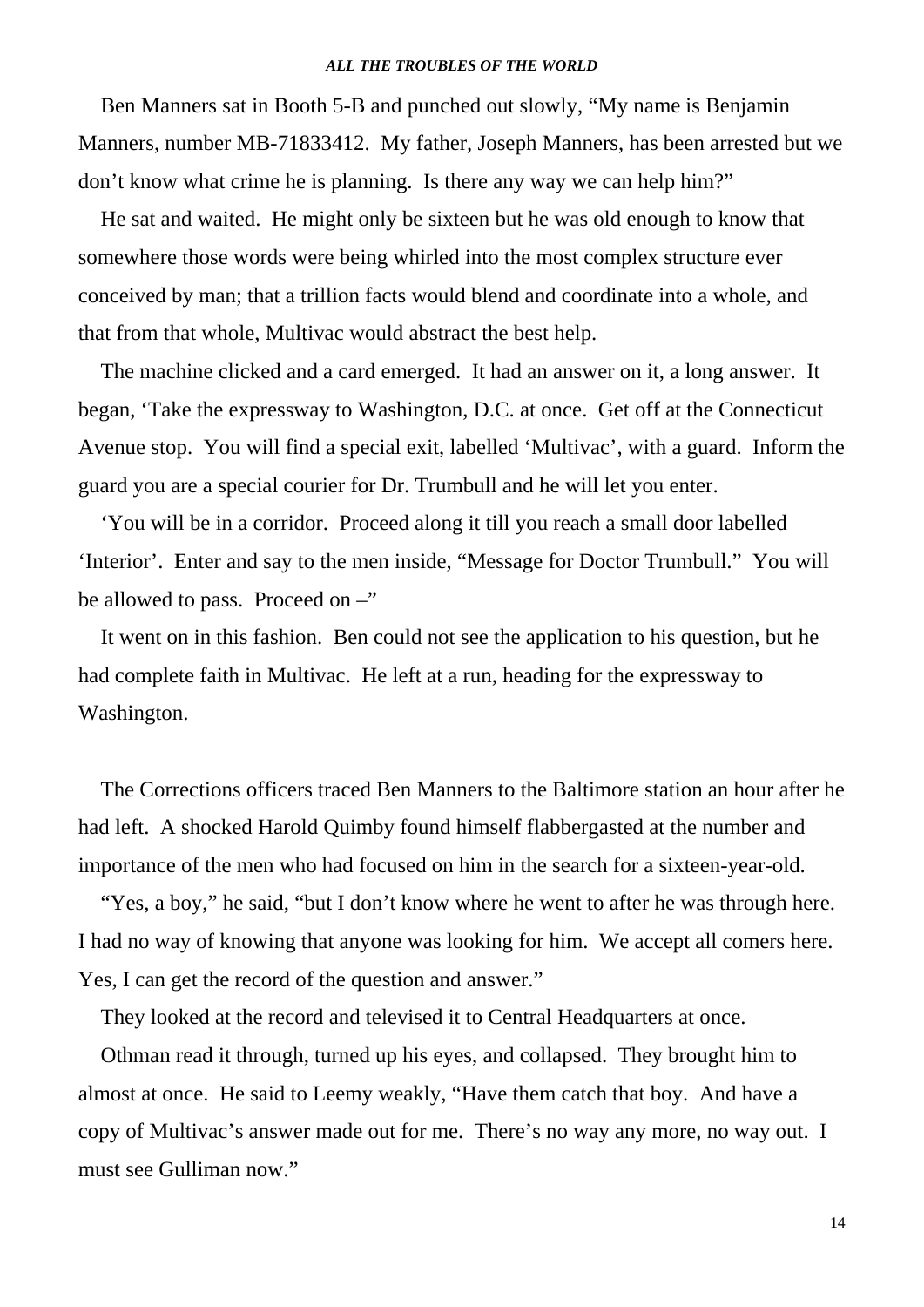Ben Manners sat in Booth 5-B and punched out slowly, “My name is Benjamin Manners, number MB-71833412. My father, Joseph Manners, has been arrested but we don’t know what crime he is planning. Is there any way we can help him?”

He sat and waited. He might only be sixteen but he was old enough to know that somewhere those words were being whirled into the most complex structure ever conceived by man; that a trillion facts would blend and coordinate into a whole, and that from that whole, Multivac would abstract the best help.

The machine clicked and a card emerged. It had an answer on it, a long answer. It began, ‘Take the expressway to Washington, D.C. at once. Get off at the Connecticut Avenue stop. You will find a special exit, labelled ‘Multivac’, with a guard. Inform the guard you are a special courier for Dr. Trumbull and he will let you enter.

‘You will be in a corridor. Proceed along it till you reach a small door labelled ‘Interior’. Enter and say to the men inside, “Message for Doctor Trumbull.” You will be allowed to pass. Proceed on –”

It went on in this fashion. Ben could not see the application to his question, but he had complete faith in Multivac. He left at a run, heading for the expressway to Washington.

The Corrections officers traced Ben Manners to the Baltimore station an hour after he had left. A shocked Harold Quimby found himself flabbergasted at the number and importance of the men who had focused on him in the search for a sixteen-year-old.

“Yes, a boy,” he said, “but I don’t know where he went to after he was through here. I had no way of knowing that anyone was looking for him. We accept all comers here. Yes, I can get the record of the question and answer.”

They looked at the record and televised it to Central Headquarters at once.

Othman read it through, turned up his eyes, and collapsed. They brought him to almost at once. He said to Leemy weakly, “Have them catch that boy. And have a copy of Multivac’s answer made out for me. There’s no way any more, no way out. I must see Gulliman now.”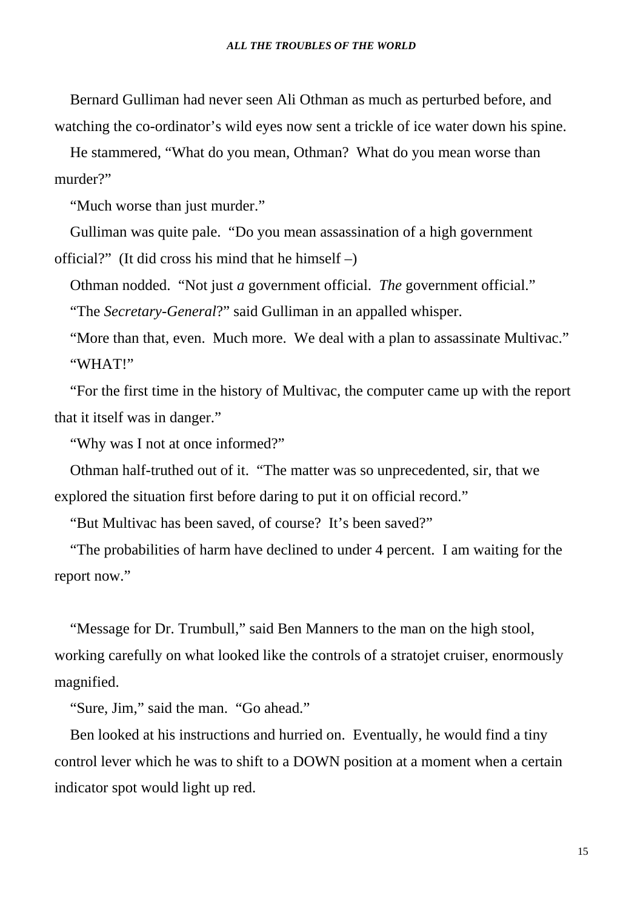Bernard Gulliman had never seen Ali Othman as much as perturbed before, and watching the co-ordinator's wild eyes now sent a trickle of ice water down his spine.

He stammered, "What do you mean, Othman? What do you mean worse than murder?"

"Much worse than just murder."

Gulliman was quite pale. "Do you mean assassination of a high government official?" (It did cross his mind that he himself –)

Othman nodded. "Not just *a* government official. *The* government official."

"The *Secretary-General*?" said Gulliman in an appalled whisper.

"More than that, even. Much more. We deal with a plan to assassinate Multivac."

"WHAT!"

"For the first time in the history of Multivac, the computer came up with the report that it itself was in danger."

"Why was I not at once informed?"

Othman half-truthed out of it. "The matter was so unprecedented, sir, that we explored the situation first before daring to put it on official record."

"But Multivac has been saved, of course? It's been saved?"

"The probabilities of harm have declined to under 4 percent. I am waiting for the report now."

"Message for Dr. Trumbull," said Ben Manners to the man on the high stool, working carefully on what looked like the controls of a stratojet cruiser, enormously magnified.

"Sure, Jim," said the man. "Go ahead."

Ben looked at his instructions and hurried on. Eventually, he would find a tiny control lever which he was to shift to a DOWN position at a moment when a certain indicator spot would light up red.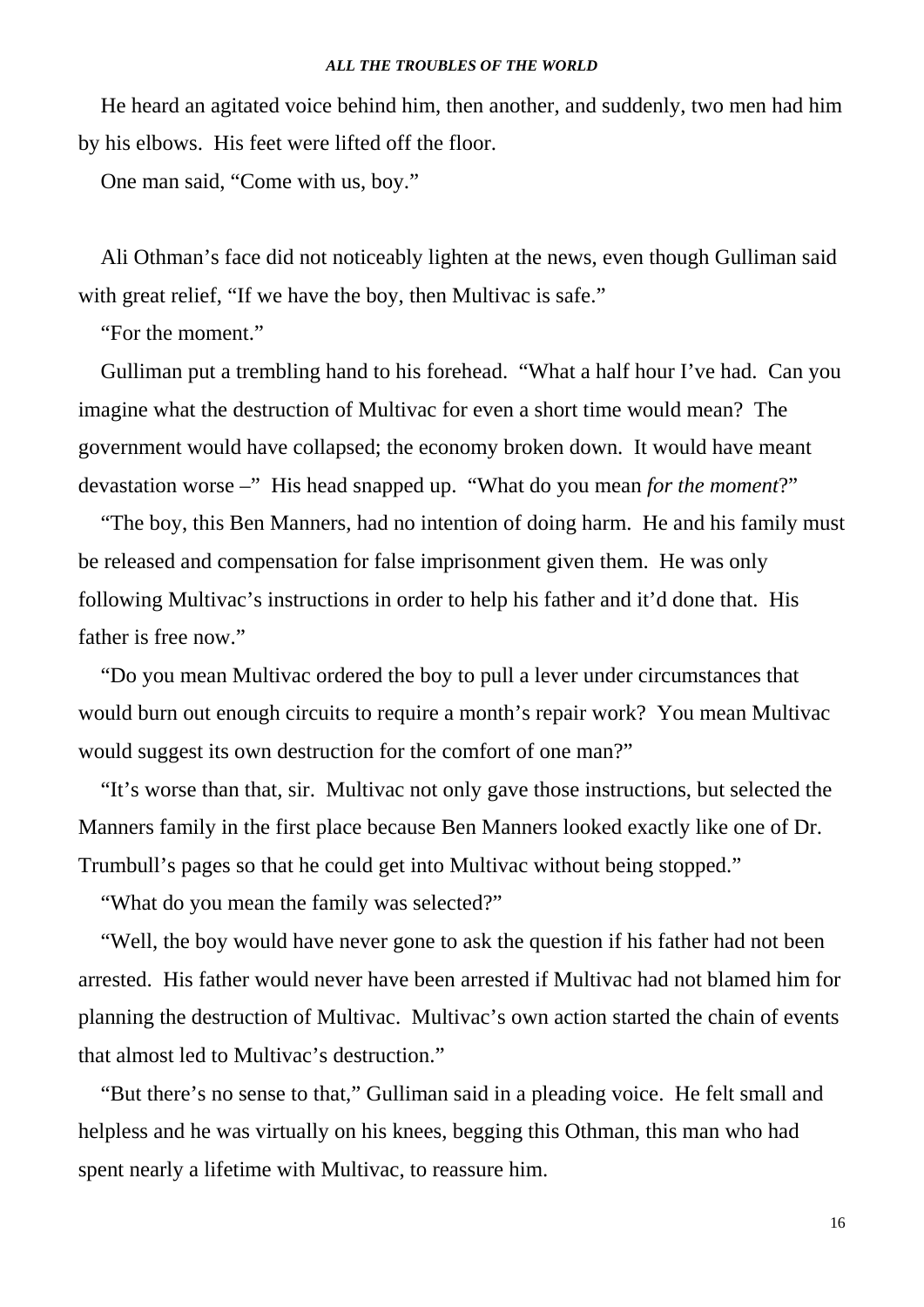He heard an agitated voice behind him, then another, and suddenly, two men had him by his elbows. His feet were lifted off the floor.

One man said, "Come with us, boy."

Ali Othman's face did not noticeably lighten at the news, even though Gulliman said with great relief, "If we have the boy, then Multivac is safe."

"For the moment."

Gulliman put a trembling hand to his forehead. "What a half hour I've had. Can you imagine what the destruction of Multivac for even a short time would mean? The government would have collapsed; the economy broken down. It would have meant devastation worse –" His head snapped up. "What do you mean *for the moment*?"

"The boy, this Ben Manners, had no intention of doing harm. He and his family must be released and compensation for false imprisonment given them. He was only following Multivac's instructions in order to help his father and it'd done that. His father is free now."

"Do you mean Multivac ordered the boy to pull a lever under circumstances that would burn out enough circuits to require a month's repair work? You mean Multivac would suggest its own destruction for the comfort of one man?"

"It's worse than that, sir. Multivac not only gave those instructions, but selected the Manners family in the first place because Ben Manners looked exactly like one of Dr. Trumbull's pages so that he could get into Multivac without being stopped."

"What do you mean the family was selected?"

"Well, the boy would have never gone to ask the question if his father had not been arrested. His father would never have been arrested if Multivac had not blamed him for planning the destruction of Multivac. Multivac's own action started the chain of events that almost led to Multivac's destruction."

"But there's no sense to that," Gulliman said in a pleading voice. He felt small and helpless and he was virtually on his knees, begging this Othman, this man who had spent nearly a lifetime with Multivac, to reassure him.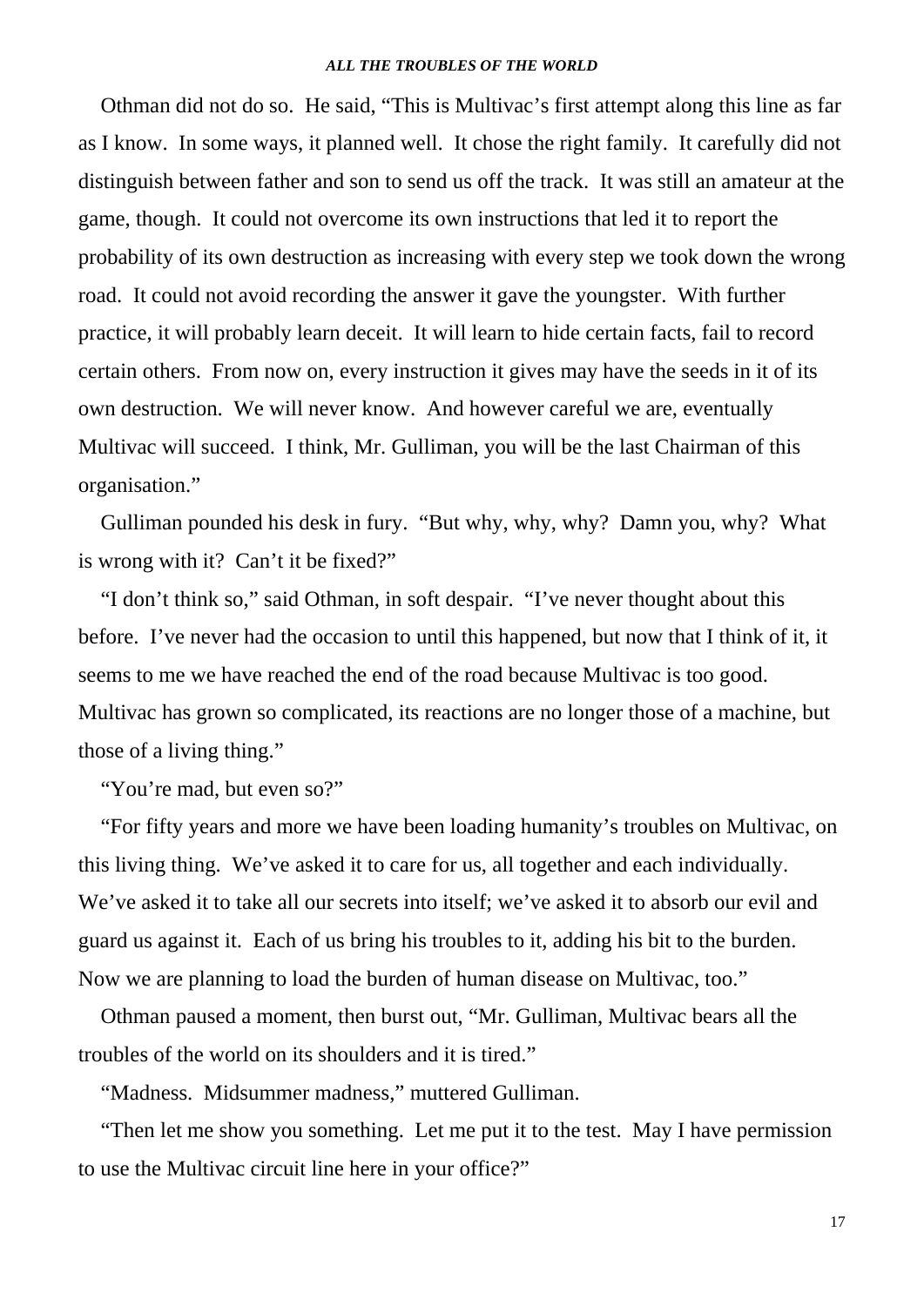Othman did not do so. He said, “This is Multivac’s first attempt along this line as far as I know. In some ways, it planned well. It chose the right family. It carefully did not distinguish between father and son to send us off the track. It was still an amateur at the game, though. It could not overcome its own instructions that led it to report the probability of its own destruction as increasing with every step we took down the wrong road. It could not avoid recording the answer it gave the youngster. With further practice, it will probably learn deceit. It will learn to hide certain facts, fail to record certain others. From now on, every instruction it gives may have the seeds in it of its own destruction. We will never know. And however careful we are, eventually Multivac will succeed. I think, Mr. Gulliman, you will be the last Chairman of this organisation.”

Gulliman pounded his desk in fury. “But why, why, why? Damn you, why? What is wrong with it? Can’t it be fixed?”

“I don’t think so,” said Othman, in soft despair. “I’ve never thought about this before. I’ve never had the occasion to until this happened, but now that I think of it, it seems to me we have reached the end of the road because Multivac is too good. Multivac has grown so complicated, its reactions are no longer those of a machine, but those of a living thing.”

“You’re mad, but even so?”

“For fifty years and more we have been loading humanity’s troubles on Multivac, on this living thing. We’ve asked it to care for us, all together and each individually. We’ve asked it to take all our secrets into itself; we’ve asked it to absorb our evil and guard us against it. Each of us bring his troubles to it, adding his bit to the burden. Now we are planning to load the burden of human disease on Multivac, too.”

Othman paused a moment, then burst out, “Mr. Gulliman, Multivac bears all the troubles of the world on its shoulders and it is tired.”

“Madness. Midsummer madness,” muttered Gulliman.

“Then let me show you something. Let me put it to the test. May I have permission to use the Multivac circuit line here in your office?”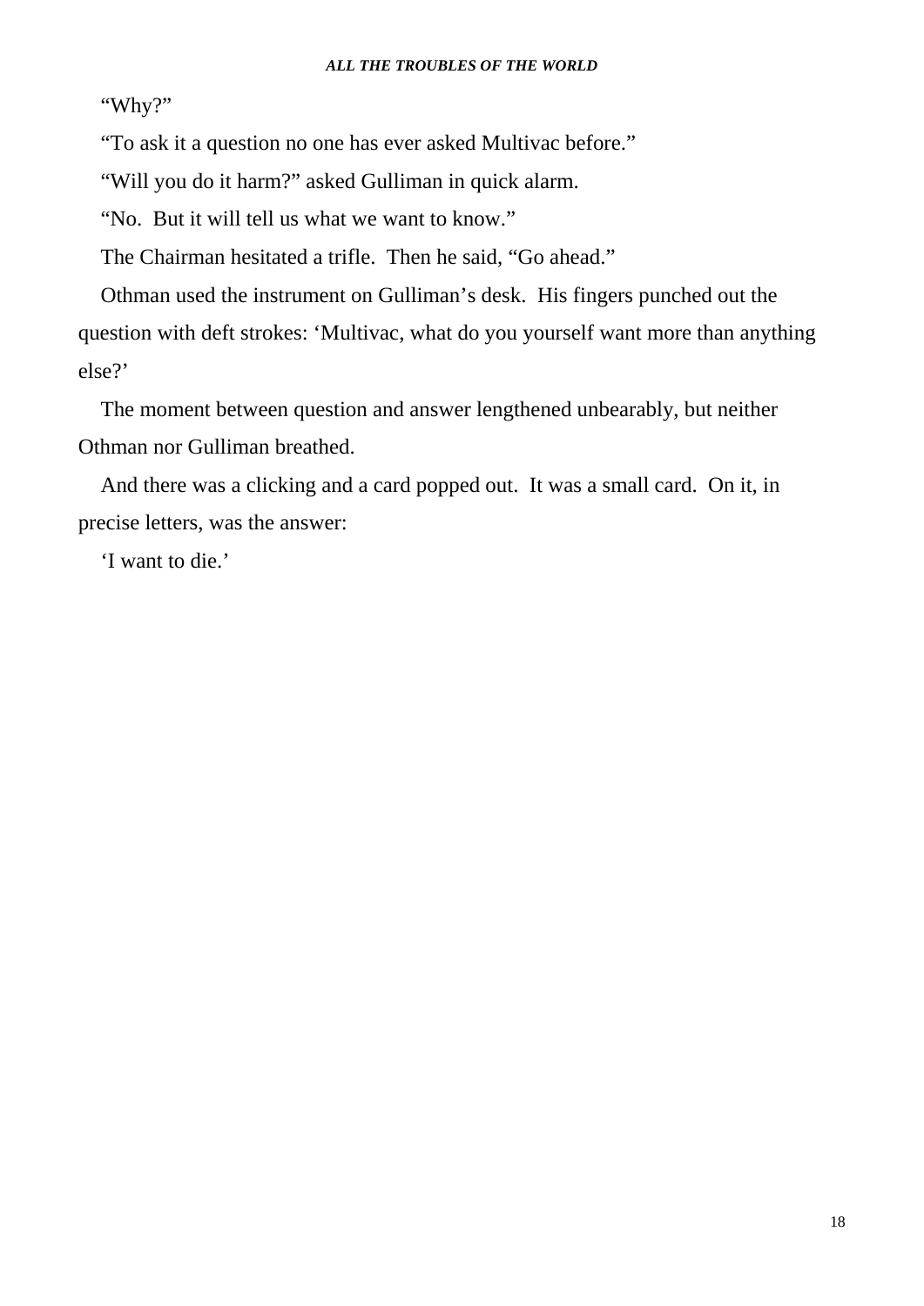"Why?"

"To ask it a question no one has ever asked Multivac before."

"Will you do it harm?" asked Gulliman in quick alarm.

"No. But it will tell us what we want to know."

The Chairman hesitated a trifle. Then he said, "Go ahead."

Othman used the instrument on Gulliman's desk. His fingers punched out the question with deft strokes: 'Multivac, what do you yourself want more than anything else?'

The moment between question and answer lengthened unbearably, but neither Othman nor Gulliman breathed.

And there was a clicking and a card popped out. It was a small card. On it, in precise letters, was the answer:

'I want to die.'